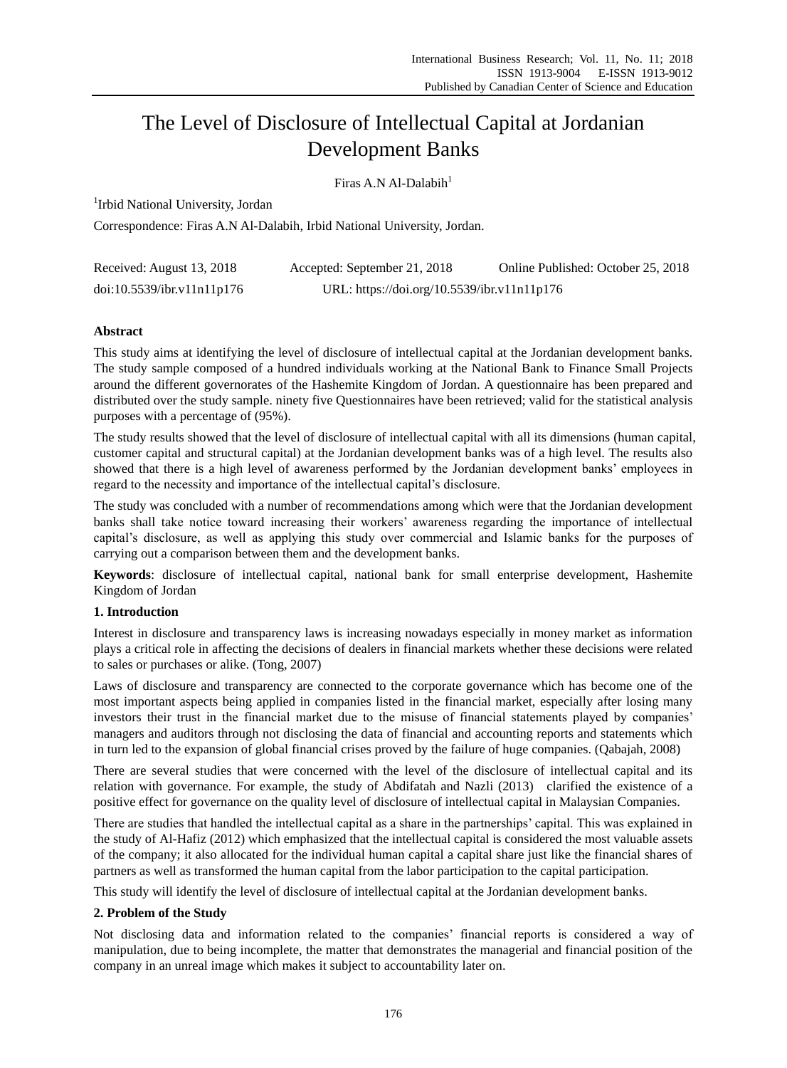# The Level of Disclosure of Intellectual Capital at Jordanian Development Banks

Firas A.N Al-Dalabih[1]

[1]Irbid National University, Jordan

Correspondence: Firas A.N Al-Dalabih, Irbid National University, Jordan.

Received: August 13, 2018 Accepted: September 21, 2018 Online Published: October 25, 2018

doi:10.5539/ibr.v11n11p176 URL: https://doi.org/10.5539/ibr.v11n11p176

## Abstract

This study aims at identifying the level of disclosure of intellectual capital at the Jordanian development banks. The study sample composed of a hundred individuals working at the National Bank to Finance Small Projects around the different governorates of the Hashemite Kingdom of Jordan. A questionnaire has been prepared and distributed over the study sample. ninety five Questionnaires have been retrieved; valid for the statistical analysis purposes with a percentage of (95%).

The study results showed that the level of disclosure of intellectual capital with all its dimensions (human capital, customer capital and structural capital) at the Jordanian development banks was of a high level. The results also showed that there is a high level of awareness performed by the Jordanian development banks' employees in regard to the necessity and importance of the intellectual capital's disclosure.

The study was concluded with a number of recommendations among which were that the Jordanian development banks shall take notice toward increasing their workers' awareness regarding the importance of intellectual capital's disclosure, as well as applying this study over commercial and Islamic banks for the purposes of carrying out a comparison between them and the development banks.

**Keywords**: disclosure of intellectual capital, national bank for small enterprise development, Hashemite Kingdom of Jordan

## 1. Introduction

Interest in disclosure and transparency laws is increasing nowadays especially in money market as information plays a critical role in affecting the decisions of dealers in financial markets whether these decisions were related to sales or purchases or alike. (Tong, 2007)

Laws of disclosure and transparency are connected to the corporate governance which has become one of the most important aspects being applied in companies listed in the financial market, especially after losing many investors their trust in the financial market due to the misuse of financial statements played by companies' managers and auditors through not disclosing the data of financial and accounting reports and statements which in turn led to the expansion of global financial crises proved by the failure of huge companies. (Qabajah, 2008)

There are several studies that were concerned with the level of the disclosure of intellectual capital and its relation with governance. For example, the study of Abdifatah and Nazli (2013) clarified the existence of a positive effect for governance on the quality level of disclosure of intellectual capital in Malaysian Companies.

There are studies that handled the intellectual capital as a share in the partnerships' capital. This was explained in the study of Al-Hafiz (2012) which emphasized that the intellectual capital is considered the most valuable assets of the company; it also allocated for the individual human capital a capital share just like the financial shares of partners as well as transformed the human capital from the labor participation to the capital participation.

This study will identify the level of disclosure of intellectual capital at the Jordanian development banks.

## 2. Problem of the Study

Not disclosing data and information related to the companies' financial reports is considered a way of manipulation, due to being incomplete, the matter that demonstrates the managerial and financial position of the company in an unreal image which makes it subject to accountability later on.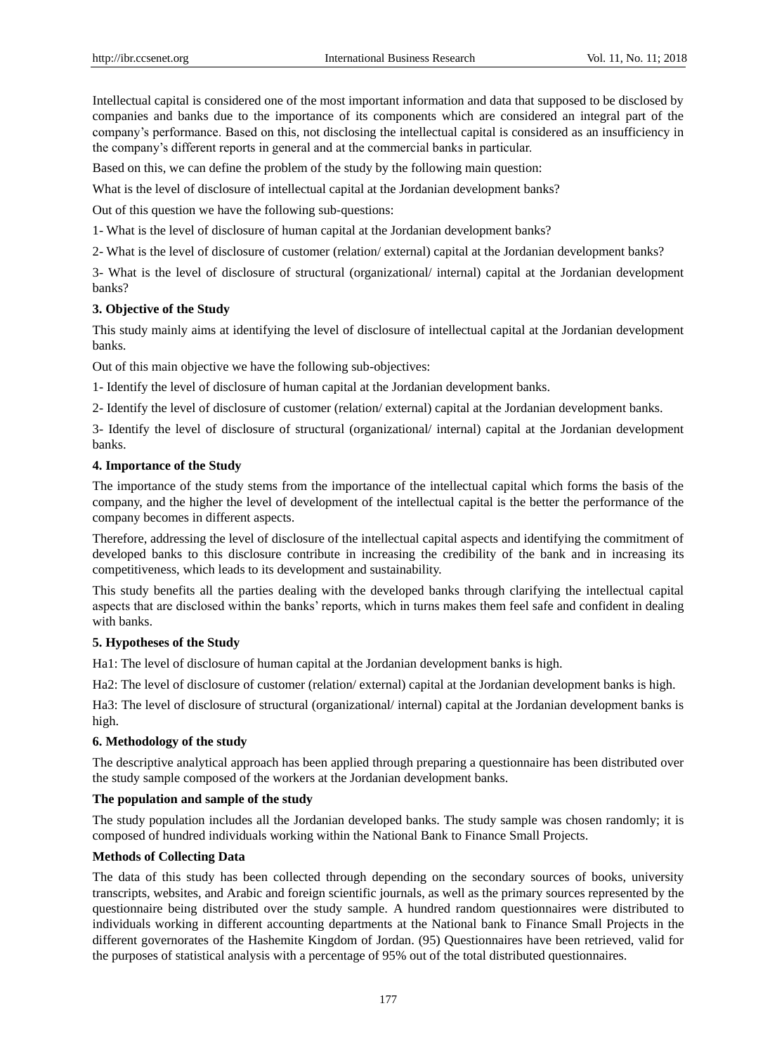Intellectual capital is considered one of the most important information and data that supposed to be disclosed by companies and banks due to the importance of its components which are considered an integral part of the company's performance. Based on this, not disclosing the intellectual capital is considered as an insufficiency in the company's different reports in general and at the commercial banks in particular.

Based on this, we can define the problem of the study by the following main question:

What is the level of disclosure of intellectual capital at the Jordanian development banks?

Out of this question we have the following sub-questions:

1- What is the level of disclosure of human capital at the Jordanian development banks?

2- What is the level of disclosure of customer (relation/ external) capital at the Jordanian development banks?

3- What is the level of disclosure of structural (organizational/ internal) capital at the Jordanian development banks?

### 3. Objective of the Study

This study mainly aims at identifying the level of disclosure of intellectual capital at the Jordanian development banks.

Out of this main objective we have the following sub-objectives:

1- Identify the level of disclosure of human capital at the Jordanian development banks.

2- Identify the level of disclosure of customer (relation/ external) capital at the Jordanian development banks.

3- Identify the level of disclosure of structural (organizational/ internal) capital at the Jordanian development banks.

### 4. Importance of the Study

The importance of the study stems from the importance of the intellectual capital which forms the basis of the company, and the higher the level of development of the intellectual capital is the better the performance of the company becomes in different aspects.

Therefore, addressing the level of disclosure of the intellectual capital aspects and identifying the commitment of developed banks to this disclosure contribute in increasing the credibility of the bank and in increasing its competitiveness, which leads to its development and sustainability.

This study benefits all the parties dealing with the developed banks through clarifying the intellectual capital aspects that are disclosed within the banks' reports, which in turns makes them feel safe and confident in dealing with banks.

### 5. Hypotheses of the Study

Ha1: The level of disclosure of human capital at the Jordanian development banks is high.

Ha2: The level of disclosure of customer (relation/ external) capital at the Jordanian development banks is high.

Ha3: The level of disclosure of structural (organizational/ internal) capital at the Jordanian development banks is high.

### 6. Methodology of the study

The descriptive analytical approach has been applied through preparing a questionnaire has been distributed over the study sample composed of the workers at the Jordanian development banks.

**The population and sample of the study**

The study population includes all the Jordanian developed banks. The study sample was chosen randomly; it is composed of hundred individuals working within the National Bank to Finance Small Projects.

**Methods of Collecting Data**

The data of this study has been collected through depending on the secondary sources of books, university transcripts, websites, and Arabic and foreign scientific journals, as well as the primary sources represented by the questionnaire being distributed over the study sample. A hundred random questionnaires were distributed to individuals working in different accounting departments at the National bank to Finance Small Projects in the different governorates of the Hashemite Kingdom of Jordan. (95) Questionnaires have been retrieved, valid for the purposes of statistical analysis with a percentage of 95% out of the total distributed questionnaires.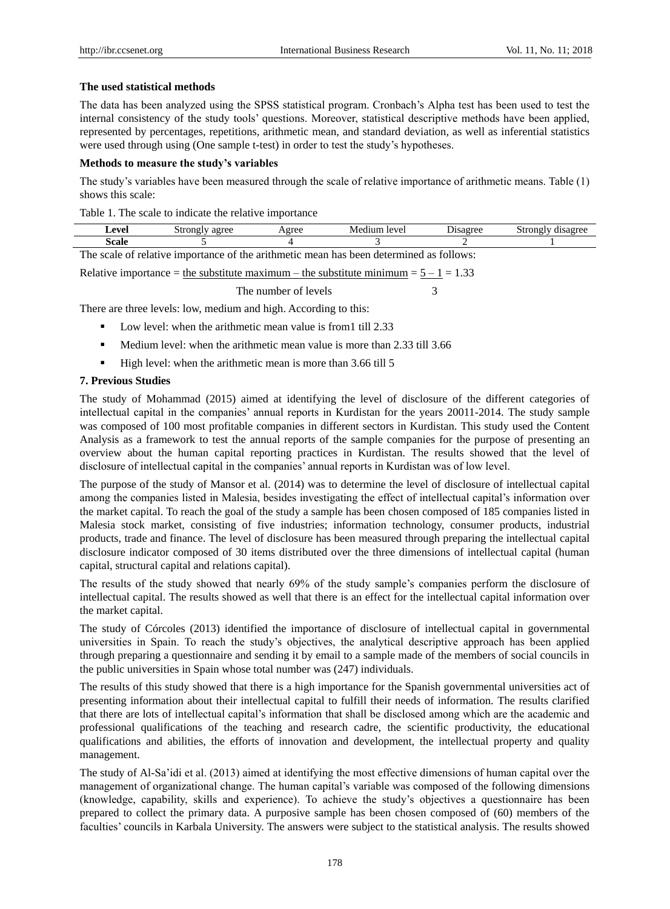**The used statistical methods**

The data has been analyzed using the SPSS statistical program. Cronbach's Alpha test has been used to test the internal consistency of the study tools' questions. Moreover, statistical descriptive methods have been applied, represented by percentages, repetitions, arithmetic mean, and standard deviation, as well as inferential statistics were used through using (One sample t-test) in order to test the study's hypotheses.

**Methods to measure the study's variables**

The study's variables have been measured through the scale of relative importance of arithmetic means. Table (1) shows this scale:

Table 1. The scale to indicate the relative importance

| Level | Strongly agree | Agree | Medium level | Disagree | Strongly disagree |
|---|---|---|---|---|---|
| Scale | 5 | 4 | 3 | 2 | 1 |

The scale of relative importance of the arithmetic mean has been determined as follows:

$$\text{Relative importance} = \frac{\text{the substitute maximum} - \text{the substitute minimum}}{\text{The number of levels}} = \frac{5-1}{3} = 1.33$$

There are three levels: low, medium and high. According to this:

- Low level: when the arithmetic mean value is from1 till 2.33
- Medium level: when the arithmetic mean value is more than 2.33 till 3.66
- High level: when the arithmetic mean is more than 3.66 till 5

## 7. Previous Studies

The study of Mohammad (2015) aimed at identifying the level of disclosure of the different categories of intellectual capital in the companies' annual reports in Kurdistan for the years 20011-2014. The study sample was composed of 100 most profitable companies in different sectors in Kurdistan. This study used the Content Analysis as a framework to test the annual reports of the sample companies for the purpose of presenting an overview about the human capital reporting practices in Kurdistan. The results showed that the level of disclosure of intellectual capital in the companies' annual reports in Kurdistan was of low level.

The purpose of the study of Mansor et al. (2014) was to determine the level of disclosure of intellectual capital among the companies listed in Malesia, besides investigating the effect of intellectual capital's information over the market capital. To reach the goal of the study a sample has been chosen composed of 185 companies listed in Malesia stock market, consisting of five industries; information technology, consumer products, industrial products, trade and finance. The level of disclosure has been measured through preparing the intellectual capital disclosure indicator composed of 30 items distributed over the three dimensions of intellectual capital (human capital, structural capital and relations capital).

The results of the study showed that nearly 69% of the study sample's companies perform the disclosure of intellectual capital. The results showed as well that there is an effect for the intellectual capital information over the market capital.

The study of Córcoles (2013) identified the importance of disclosure of intellectual capital in governmental universities in Spain. To reach the study's objectives, the analytical descriptive approach has been applied through preparing a questionnaire and sending it by email to a sample made of the members of social councils in the public universities in Spain whose total number was (247) individuals.

The results of this study showed that there is a high importance for the Spanish governmental universities act of presenting information about their intellectual capital to fulfill their needs of information. The results clarified that there are lots of intellectual capital's information that shall be disclosed among which are the academic and professional qualifications of the teaching and research cadre, the scientific productivity, the educational qualifications and abilities, the efforts of innovation and development, the intellectual property and quality management.

The study of Al-Sa'idi et al. (2013) aimed at identifying the most effective dimensions of human capital over the management of organizational change. The human capital's variable was composed of the following dimensions (knowledge, capability, skills and experience). To achieve the study's objectives a questionnaire has been prepared to collect the primary data. A purposive sample has been chosen composed of (60) members of the faculties' councils in Karbala University. The answers were subject to the statistical analysis. The results showed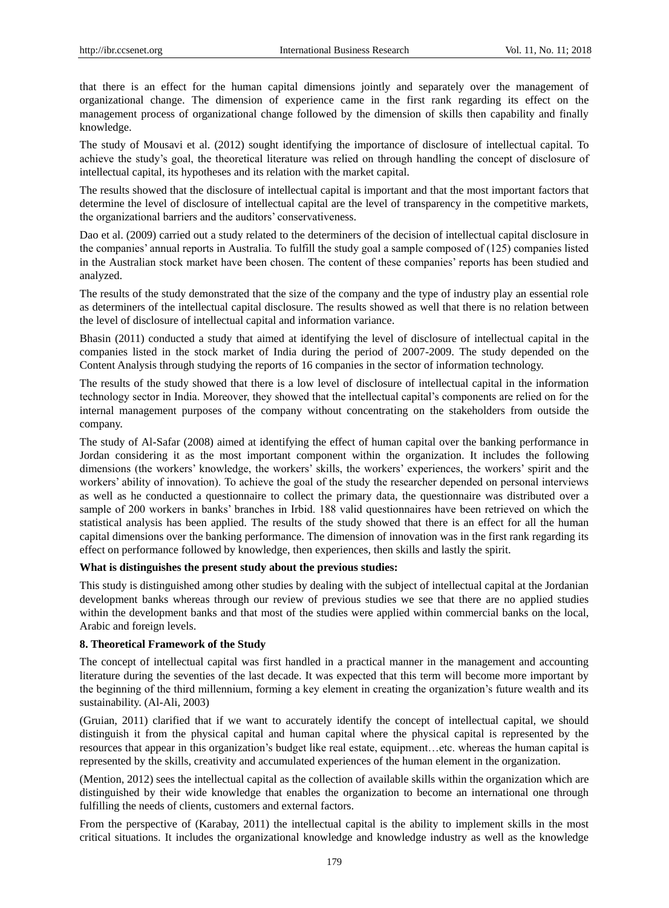that there is an effect for the human capital dimensions jointly and separately over the management of organizational change. The dimension of experience came in the first rank regarding its effect on the management process of organizational change followed by the dimension of skills then capability and finally knowledge.

The study of Mousavi et al. (2012) sought identifying the importance of disclosure of intellectual capital. To achieve the study's goal, the theoretical literature was relied on through handling the concept of disclosure of intellectual capital, its hypotheses and its relation with the market capital.

The results showed that the disclosure of intellectual capital is important and that the most important factors that determine the level of disclosure of intellectual capital are the level of transparency in the competitive markets, the organizational barriers and the auditors' conservativeness.

Dao et al. (2009) carried out a study related to the determiners of the decision of intellectual capital disclosure in the companies' annual reports in Australia. To fulfill the study goal a sample composed of (125) companies listed in the Australian stock market have been chosen. The content of these companies' reports has been studied and analyzed.

The results of the study demonstrated that the size of the company and the type of industry play an essential role as determiners of the intellectual capital disclosure. The results showed as well that there is no relation between the level of disclosure of intellectual capital and information variance.

Bhasin (2011) conducted a study that aimed at identifying the level of disclosure of intellectual capital in the companies listed in the stock market of India during the period of 2007-2009. The study depended on the Content Analysis through studying the reports of 16 companies in the sector of information technology.

The results of the study showed that there is a low level of disclosure of intellectual capital in the information technology sector in India. Moreover, they showed that the intellectual capital's components are relied on for the internal management purposes of the company without concentrating on the stakeholders from outside the company.

The study of Al-Safar (2008) aimed at identifying the effect of human capital over the banking performance in Jordan considering it as the most important component within the organization. It includes the following dimensions (the workers' knowledge, the workers' skills, the workers' experiences, the workers' spirit and the workers' ability of innovation). To achieve the goal of the study the researcher depended on personal interviews as well as he conducted a questionnaire to collect the primary data, the questionnaire was distributed over a sample of 200 workers in banks' branches in Irbid. 188 valid questionnaires have been retrieved on which the statistical analysis has been applied. The results of the study showed that there is an effect for all the human capital dimensions over the banking performance. The dimension of innovation was in the first rank regarding its effect on performance followed by knowledge, then experiences, then skills and lastly the spirit.

**What is distinguishes the present study about the previous studies:**

This study is distinguished among other studies by dealing with the subject of intellectual capital at the Jordanian development banks whereas through our review of previous studies we see that there are no applied studies within the development banks and that most of the studies were applied within commercial banks on the local, Arabic and foreign levels.

**8. Theoretical Framework of the Study**

The concept of intellectual capital was first handled in a practical manner in the management and accounting literature during the seventies of the last decade. It was expected that this term will become more important by the beginning of the third millennium, forming a key element in creating the organization's future wealth and its sustainability. (Al-Ali, 2003)

(Gruian, 2011) clarified that if we want to accurately identify the concept of intellectual capital, we should distinguish it from the physical capital and human capital where the physical capital is represented by the resources that appear in this organization's budget like real estate, equipment…etc. whereas the human capital is represented by the skills, creativity and accumulated experiences of the human element in the organization.

(Mention, 2012) sees the intellectual capital as the collection of available skills within the organization which are distinguished by their wide knowledge that enables the organization to become an international one through fulfilling the needs of clients, customers and external factors.

From the perspective of (Karabay, 2011) the intellectual capital is the ability to implement skills in the most critical situations. It includes the organizational knowledge and knowledge industry as well as the knowledge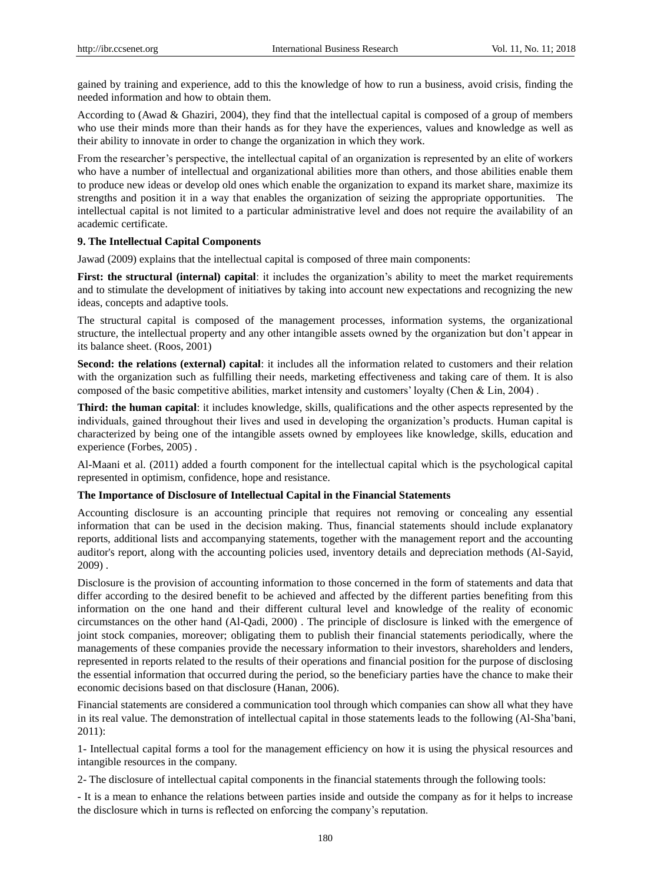gained by training and experience, add to this the knowledge of how to run a business, avoid crisis, finding the needed information and how to obtain them.

According to (Awad & Ghaziri, 2004), they find that the intellectual capital is composed of a group of members who use their minds more than their hands as for they have the experiences, values and knowledge as well as their ability to innovate in order to change the organization in which they work.

From the researcher's perspective, the intellectual capital of an organization is represented by an elite of workers who have a number of intellectual and organizational abilities more than others, and those abilities enable them to produce new ideas or develop old ones which enable the organization to expand its market share, maximize its strengths and position it in a way that enables the organization of seizing the appropriate opportunities. The intellectual capital is not limited to a particular administrative level and does not require the availability of an academic certificate.

### 9. The Intellectual Capital Components

Jawad (2009) explains that the intellectual capital is composed of three main components:

**First: the structural (internal) capital**: it includes the organization's ability to meet the market requirements and to stimulate the development of initiatives by taking into account new expectations and recognizing the new ideas, concepts and adaptive tools.

The structural capital is composed of the management processes, information systems, the organizational structure, the intellectual property and any other intangible assets owned by the organization but don't appear in its balance sheet. (Roos, 2001)

**Second: the relations (external) capital**: it includes all the information related to customers and their relation with the organization such as fulfilling their needs, marketing effectiveness and taking care of them. It is also composed of the basic competitive abilities, market intensity and customers' loyalty (Chen & Lin, 2004) .

**Third: the human capital**: it includes knowledge, skills, qualifications and the other aspects represented by the individuals, gained throughout their lives and used in developing the organization's products. Human capital is characterized by being one of the intangible assets owned by employees like knowledge, skills, education and experience (Forbes, 2005) .

Al-Maani et al. (2011) added a fourth component for the intellectual capital which is the psychological capital represented in optimism, confidence, hope and resistance.

### The Importance of Disclosure of Intellectual Capital in the Financial Statements

Accounting disclosure is an accounting principle that requires not removing or concealing any essential information that can be used in the decision making. Thus, financial statements should include explanatory reports, additional lists and accompanying statements, together with the management report and the accounting auditor's report, along with the accounting policies used, inventory details and depreciation methods (Al-Sayid, 2009) .

Disclosure is the provision of accounting information to those concerned in the form of statements and data that differ according to the desired benefit to be achieved and affected by the different parties benefiting from this information on the one hand and their different cultural level and knowledge of the reality of economic circumstances on the other hand (Al-Qadi, 2000) . The principle of disclosure is linked with the emergence of joint stock companies, moreover; obligating them to publish their financial statements periodically, where the managements of these companies provide the necessary information to their investors, shareholders and lenders, represented in reports related to the results of their operations and financial position for the purpose of disclosing the essential information that occurred during the period, so the beneficiary parties have the chance to make their economic decisions based on that disclosure (Hanan, 2006).

Financial statements are considered a communication tool through which companies can show all what they have in its real value. The demonstration of intellectual capital in those statements leads to the following (Al-Sha'bani, 2011):

1- Intellectual capital forms a tool for the management efficiency on how it is using the physical resources and intangible resources in the company.

2- The disclosure of intellectual capital components in the financial statements through the following tools:

- It is a mean to enhance the relations between parties inside and outside the company as for it helps to increase the disclosure which in turns is reflected on enforcing the company's reputation.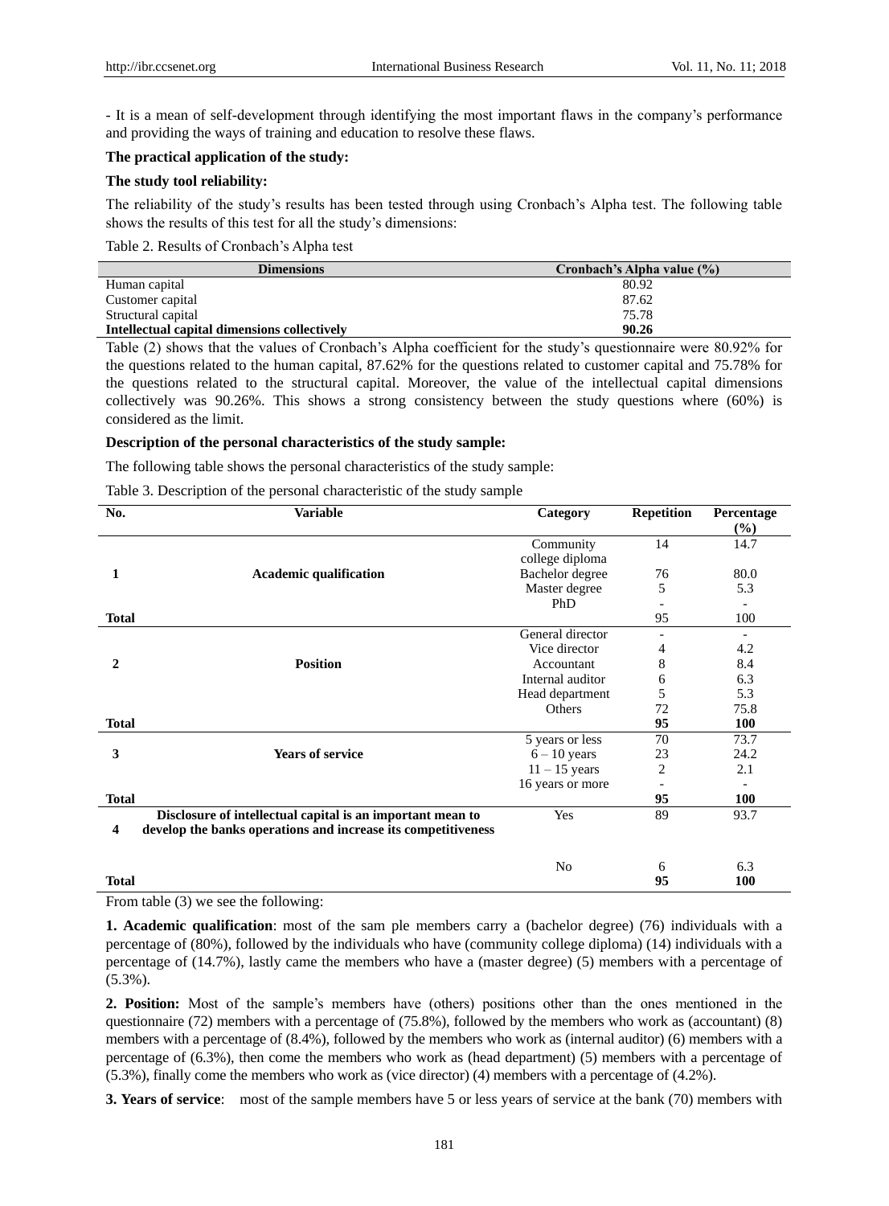- It is a mean of self-development through identifying the most important flaws in the company's performance and providing the ways of training and education to resolve these flaws.

**The practical application of the study:**

**The study tool reliability:**

The reliability of the study's results has been tested through using Cronbach's Alpha test. The following table shows the results of this test for all the study's dimensions:

Table 2. Results of Cronbach's Alpha test

| Dimensions | Cronbach's Alpha value (%) |
|---|---|
| Human capital | 80.92 |
| Customer capital | 87.62 |
| Structural capital | 75.78 |
| **Intellectual capital dimensions collectively** | **90.26** |

Table (2) shows that the values of Cronbach's Alpha coefficient for the study's questionnaire were 80.92% for the questions related to the human capital, 87.62% for the questions related to customer capital and 75.78% for the questions related to the structural capital. Moreover, the value of the intellectual capital dimensions collectively was 90.26%. This shows a strong consistency between the study questions where (60%) is considered as the limit.

**Description of the personal characteristics of the study sample:**

The following table shows the personal characteristics of the study sample:

Table 3. Description of the personal characteristic of the study sample

| No. | Variable | Category | Repetition | Percentage (%) |
|---|---|---|---|---|
| 1 | **Academic qualification** | Community college diploma | 14 | 14.7 |
| | | Bachelor degree | 76 | 80.0 |
| | | Master degree | 5 | 5.3 |
| | | PhD | - | - |
| **Total** | | | 95 | 100 |
| 2 | **Position** | General director | - | - |
| | | Vice director | 4 | 4.2 |
| | | Accountant | 8 | 8.4 |
| | | Internal auditor | 6 | 6.3 |
| | | Head department | 5 | 5.3 |
| | | Others | 72 | 75.8 |
| **Total** | | | **95** | **100** |
| 3 | **Years of service** | 5 years or less | 70 | 73.7 |
| | | 6 – 10 years | 23 | 24.2 |
| | | 11 – 15 years | 2 | 2.1 |
| | | 16 years or more | - | - |
| **Total** | | | **95** | **100** |
| 4 | **Disclosure of intellectual capital is an important mean to develop the banks operations and increase its competitiveness** | Yes | 89 | 93.7 |
| | | No | 6 | 6.3 |
| **Total** | | | **95** | **100** |

From table (3) we see the following:

**1. Academic qualification**: most of the sam ple members carry a (bachelor degree) (76) individuals with a percentage of (80%), followed by the individuals who have (community college diploma) (14) individuals with a percentage of (14.7%), lastly came the members who have a (master degree) (5) members with a percentage of (5.3%).

**2. Position:** Most of the sample's members have (others) positions other than the ones mentioned in the questionnaire (72) members with a percentage of (75.8%), followed by the members who work as (accountant) (8) members with a percentage of (8.4%), followed by the members who work as (internal auditor) (6) members with a percentage of (6.3%), then come the members who work as (head department) (5) members with a percentage of (5.3%), finally come the members who work as (vice director) (4) members with a percentage of (4.2%).

**3. Years of service**: most of the sample members have 5 or less years of service at the bank (70) members with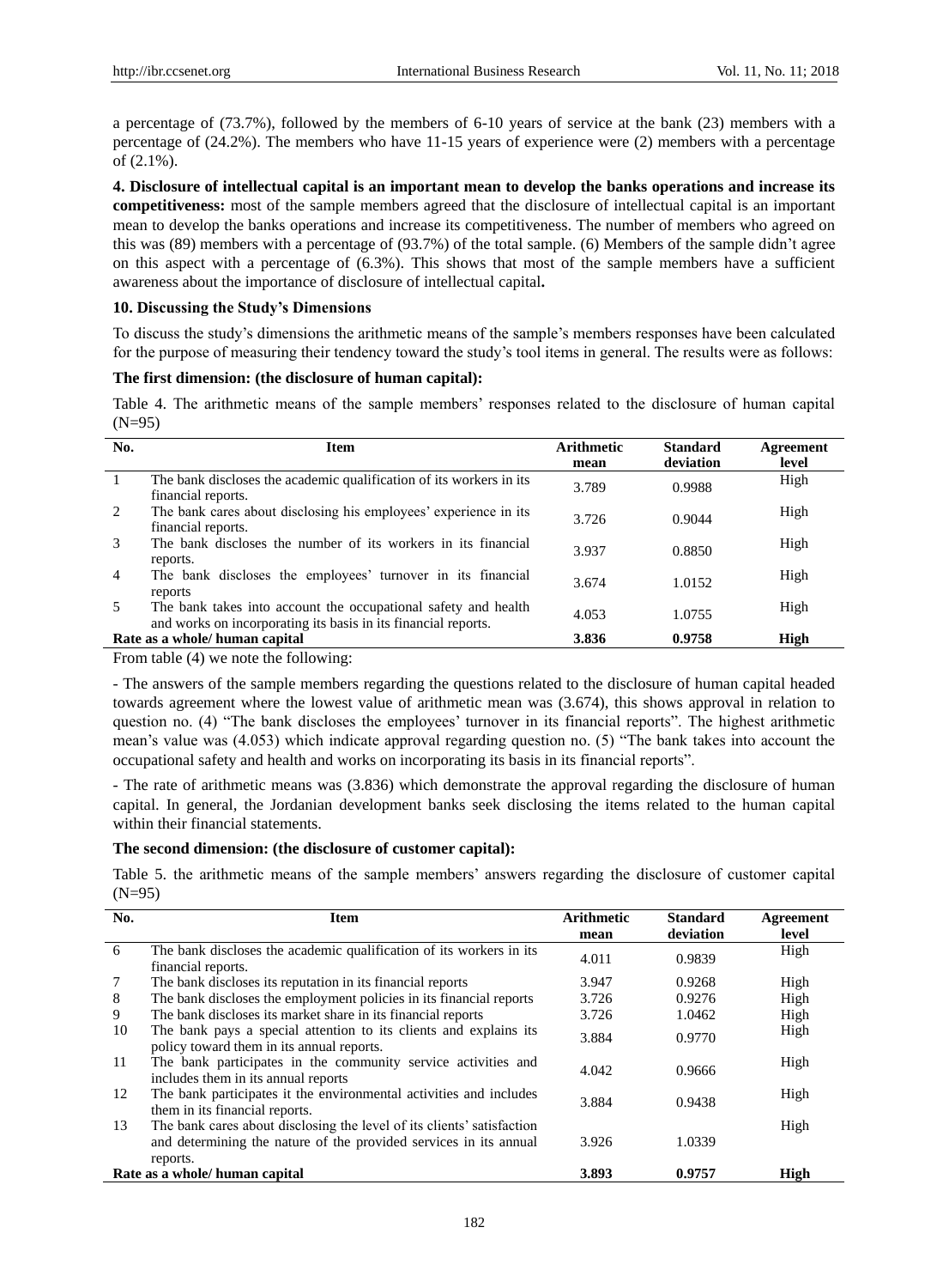a percentage of (73.7%), followed by the members of 6-10 years of service at the bank (23) members with a percentage of (24.2%). The members who have 11-15 years of experience were (2) members with a percentage of (2.1%).

**4. Disclosure of intellectual capital is an important mean to develop the banks operations and increase its competitiveness:** most of the sample members agreed that the disclosure of intellectual capital is an important mean to develop the banks operations and increase its competitiveness. The number of members who agreed on this was (89) members with a percentage of (93.7%) of the total sample. (6) Members of the sample didn't agree on this aspect with a percentage of (6.3%). This shows that most of the sample members have a sufficient awareness about the importance of disclosure of intellectual capital**.**

### 10. Discussing the Study's Dimensions

To discuss the study's dimensions the arithmetic means of the sample's members responses have been calculated for the purpose of measuring their tendency toward the study's tool items in general. The results were as follows:

**The first dimension: (the disclosure of human capital):**

Table 4. The arithmetic means of the sample members' responses related to the disclosure of human capital (N=95)

| No. | Item | Arithmetic mean | Standard deviation | Agreement level |
|---|---|---|---|---|
| 1 | The bank discloses the academic qualification of its workers in its financial reports. | 3.789 | 0.9988 | High |
| 2 | The bank cares about disclosing his employees' experience in its financial reports. | 3.726 | 0.9044 | High |
| 3 | The bank discloses the number of its workers in its financial reports. | 3.937 | 0.8850 | High |
| 4 | The bank discloses the employees' turnover in its financial reports | 3.674 | 1.0152 | High |
| 5 | The bank takes into account the occupational safety and health and works on incorporating its basis in its financial reports. | 4.053 | 1.0755 | High |
| **Rate as a whole/ human capital** | | **3.836** | **0.9758** | **High** |

From table (4) we note the following:

- The answers of the sample members regarding the questions related to the disclosure of human capital headed towards agreement where the lowest value of arithmetic mean was (3.674), this shows approval in relation to question no. (4) "The bank discloses the employees' turnover in its financial reports". The highest arithmetic mean's value was (4.053) which indicate approval regarding question no. (5) "The bank takes into account the occupational safety and health and works on incorporating its basis in its financial reports".

- The rate of arithmetic means was (3.836) which demonstrate the approval regarding the disclosure of human capital. In general, the Jordanian development banks seek disclosing the items related to the human capital within their financial statements.

**The second dimension: (the disclosure of customer capital):**

Table 5. the arithmetic means of the sample members' answers regarding the disclosure of customer capital (N=95)

| No. | Item | Arithmetic mean | Standard deviation | Agreement level |
|---|---|---|---|---|
| 6 | The bank discloses the academic qualification of its workers in its financial reports. | 4.011 | 0.9839 | High |
| 7 | The bank discloses its reputation in its financial reports | 3.947 | 0.9268 | High |
| 8 | The bank discloses the employment policies in its financial reports | 3.726 | 0.9276 | High |
| 9 | The bank discloses its market share in its financial reports | 3.726 | 1.0462 | High |
| 10 | The bank pays a special attention to its clients and explains its policy toward them in its annual reports. | 3.884 | 0.9770 | High |
| 11 | The bank participates in the community service activities and includes them in its annual reports | 4.042 | 0.9666 | High |
| 12 | The bank participates it the environmental activities and includes them in its financial reports. | 3.884 | 0.9438 | High |
| 13 | The bank cares about disclosing the level of its clients' satisfaction and determining the nature of the provided services in its annual reports. | 3.926 | 1.0339 | High |
| **Rate as a whole/ human capital** | | **3.893** | **0.9757** | **High** |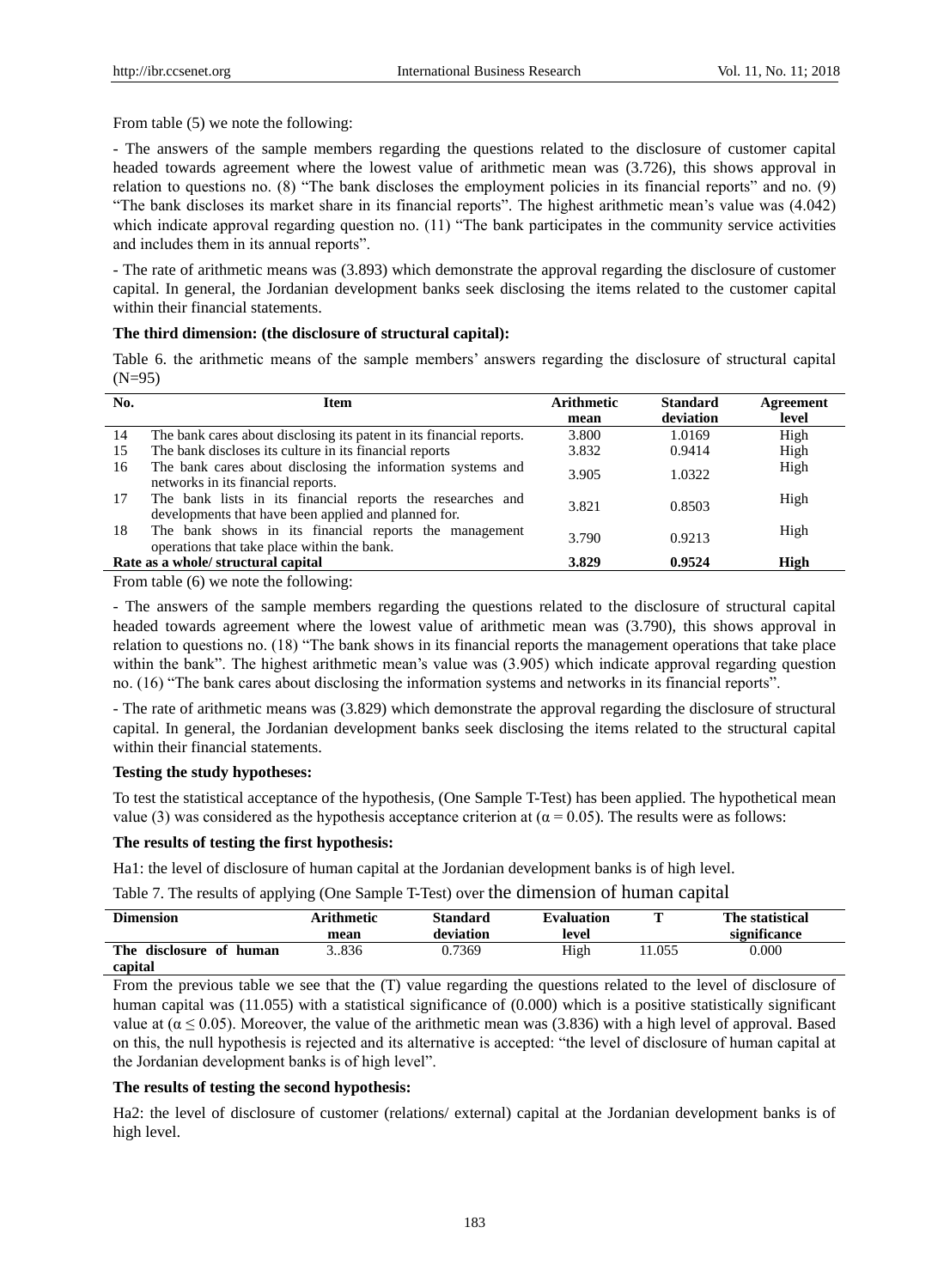From table (5) we note the following:

- The answers of the sample members regarding the questions related to the disclosure of customer capital headed towards agreement where the lowest value of arithmetic mean was (3.726), this shows approval in relation to questions no. (8) "The bank discloses the employment policies in its financial reports" and no. (9) "The bank discloses its market share in its financial reports". The highest arithmetic mean's value was (4.042) which indicate approval regarding question no. (11) "The bank participates in the community service activities and includes them in its annual reports".

- The rate of arithmetic means was (3.893) which demonstrate the approval regarding the disclosure of customer capital. In general, the Jordanian development banks seek disclosing the items related to the customer capital within their financial statements.

**The third dimension: (the disclosure of structural capital):**

Table 6. the arithmetic means of the sample members' answers regarding the disclosure of structural capital (N=95)

| No. | Item | Arithmetic mean | Standard deviation | Agreement level |
|---|---|---|---|---|
| 14 | The bank cares about disclosing its patent in its financial reports. | 3.800 | 1.0169 | High |
| 15 | The bank discloses its culture in its financial reports | 3.832 | 0.9414 | High |
| 16 | The bank cares about disclosing the information systems and networks in its financial reports. | 3.905 | 1.0322 | High |
| 17 | The bank lists in its financial reports the researches and developments that have been applied and planned for. | 3.821 | 0.8503 | High |
| 18 | The bank shows in its financial reports the management operations that take place within the bank. | 3.790 | 0.9213 | High |
| **Rate as a whole/ structural capital** | | **3.829** | **0.9524** | **High** |

From table (6) we note the following:

- The answers of the sample members regarding the questions related to the disclosure of structural capital headed towards agreement where the lowest value of arithmetic mean was (3.790), this shows approval in relation to questions no. (18) "The bank shows in its financial reports the management operations that take place within the bank". The highest arithmetic mean's value was (3.905) which indicate approval regarding question no. (16) "The bank cares about disclosing the information systems and networks in its financial reports".

- The rate of arithmetic means was (3.829) which demonstrate the approval regarding the disclosure of structural capital. In general, the Jordanian development banks seek disclosing the items related to the structural capital within their financial statements.

**Testing the study hypotheses:**

To test the statistical acceptance of the hypothesis, (One Sample T-Test) has been applied. The hypothetical mean value (3) was considered as the hypothesis acceptance criterion at ($\alpha = 0.05$). The results were as follows:

**The results of testing the first hypothesis:**

Ha1: the level of disclosure of human capital at the Jordanian development banks is of high level.

Table 7. The results of applying (One Sample T-Test) over the dimension of human capital

| Dimension | Arithmetic mean | Standard deviation | Evaluation level | T | The statistical significance |
|---|---|---|---|---|---|
| **The disclosure of human capital** | 3..836 | 0.7369 | High | 11.055 | 0.000 |

From the previous table we see that the (T) value regarding the questions related to the level of disclosure of human capital was (11.055) with a statistical significance of (0.000) which is a positive statistically significant value at ($\alpha \leq 0.05$). Moreover, the value of the arithmetic mean was (3.836) with a high level of approval. Based on this, the null hypothesis is rejected and its alternative is accepted: "the level of disclosure of human capital at the Jordanian development banks is of high level".

**The results of testing the second hypothesis:**

Ha2: the level of disclosure of customer (relations/ external) capital at the Jordanian development banks is of high level.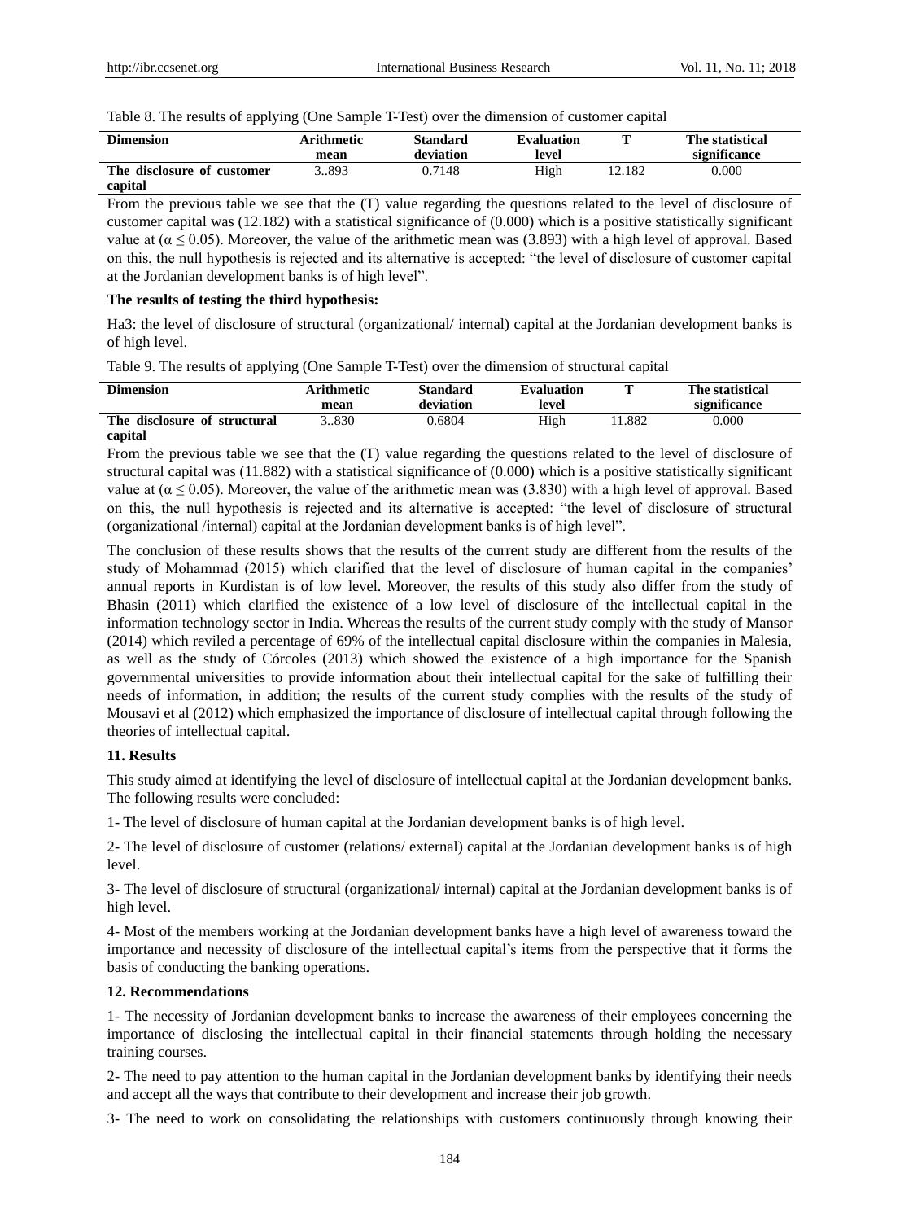Table 8. The results of applying (One Sample T-Test) over the dimension of customer capital

| Dimension | Arithmetic mean | Standard deviation | Evaluation level | T | The statistical significance |
|---|---|---|---|---|---|
| The disclosure of customer capital | 3..893 | 0.7148 | High | 12.182 | 0.000 |

From the previous table we see that the (T) value regarding the questions related to the level of disclosure of customer capital was (12.182) with a statistical significance of (0.000) which is a positive statistically significant value at ($\alpha \leq 0.05$). Moreover, the value of the arithmetic mean was (3.893) with a high level of approval. Based on this, the null hypothesis is rejected and its alternative is accepted: "the level of disclosure of customer capital at the Jordanian development banks is of high level".

**The results of testing the third hypothesis:**

Ha3: the level of disclosure of structural (organizational/ internal) capital at the Jordanian development banks is of high level.

Table 9. The results of applying (One Sample T-Test) over the dimension of structural capital

| Dimension | Arithmetic mean | Standard deviation | Evaluation level | T | The statistical significance |
|---|---|---|---|---|---|
| The disclosure of structural capital | 3..830 | 0.6804 | High | 11.882 | 0.000 |

From the previous table we see that the (T) value regarding the questions related to the level of disclosure of structural capital was (11.882) with a statistical significance of (0.000) which is a positive statistically significant value at ($\alpha \leq 0.05$). Moreover, the value of the arithmetic mean was (3.830) with a high level of approval. Based on this, the null hypothesis is rejected and its alternative is accepted: "the level of disclosure of structural (organizational /internal) capital at the Jordanian development banks is of high level".

The conclusion of these results shows that the results of the current study are different from the results of the study of Mohammad (2015) which clarified that the level of disclosure of human capital in the companies' annual reports in Kurdistan is of low level. Moreover, the results of this study also differ from the study of Bhasin (2011) which clarified the existence of a low level of disclosure of the intellectual capital in the information technology sector in India. Whereas the results of the current study comply with the study of Mansor (2014) which reviled a percentage of 69% of the intellectual capital disclosure within the companies in Malesia, as well as the study of Córcoles (2013) which showed the existence of a high importance for the Spanish governmental universities to provide information about their intellectual capital for the sake of fulfilling their needs of information, in addition; the results of the current study complies with the results of the study of Mousavi et al (2012) which emphasized the importance of disclosure of intellectual capital through following the theories of intellectual capital.

**11. Results**

This study aimed at identifying the level of disclosure of intellectual capital at the Jordanian development banks. The following results were concluded:

1- The level of disclosure of human capital at the Jordanian development banks is of high level.

2- The level of disclosure of customer (relations/ external) capital at the Jordanian development banks is of high level.

3- The level of disclosure of structural (organizational/ internal) capital at the Jordanian development banks is of high level.

4- Most of the members working at the Jordanian development banks have a high level of awareness toward the importance and necessity of disclosure of the intellectual capital's items from the perspective that it forms the basis of conducting the banking operations.

**12. Recommendations**

1- The necessity of Jordanian development banks to increase the awareness of their employees concerning the importance of disclosing the intellectual capital in their financial statements through holding the necessary training courses.

2- The need to pay attention to the human capital in the Jordanian development banks by identifying their needs and accept all the ways that contribute to their development and increase their job growth.

3- The need to work on consolidating the relationships with customers continuously through knowing their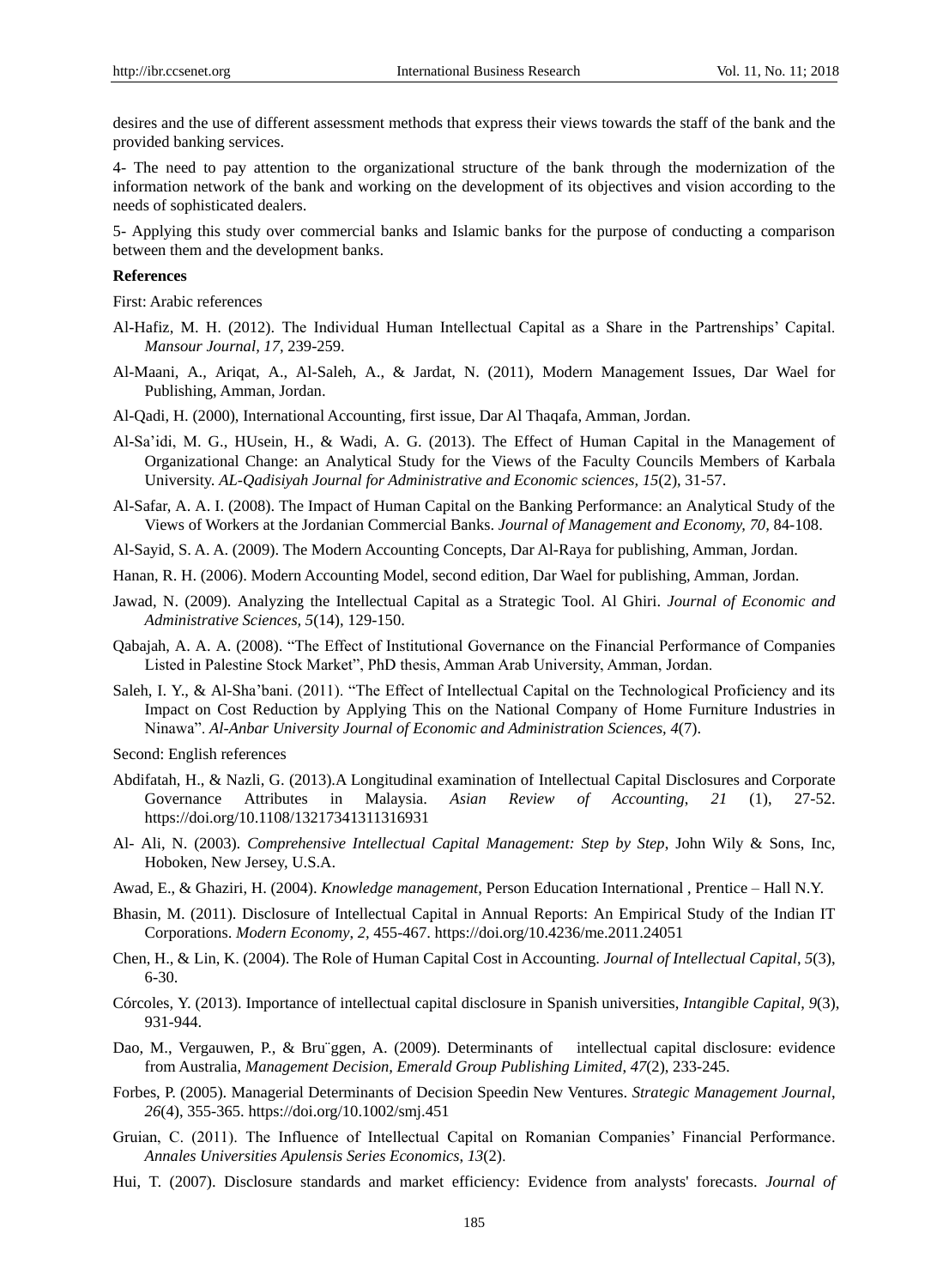desires and the use of different assessment methods that express their views towards the staff of the bank and the provided banking services.

4- The need to pay attention to the organizational structure of the bank through the modernization of the information network of the bank and working on the development of its objectives and vision according to the needs of sophisticated dealers.

5- Applying this study over commercial banks and Islamic banks for the purpose of conducting a comparison between them and the development banks.

**References**

First: Arabic references

Al-Hafiz, M. H. (2012). The Individual Human Intellectual Capital as a Share in the Partrenships' Capital. *Mansour Journal, 17,* 239-259.

Al-Maani, A., Ariqat, A., Al-Saleh, A., & Jardat, N. (2011), Modern Management Issues, Dar Wael for Publishing, Amman, Jordan.

Al-Qadi, H. (2000), International Accounting, first issue, Dar Al Thaqafa, Amman, Jordan.

Al-Sa'idi, M. G., HUsein, H., & Wadi, A. G. (2013). The Effect of Human Capital in the Management of Organizational Change: an Analytical Study for the Views of the Faculty Councils Members of Karbala University. *AL-Qadisiyah Journal for Administrative and Economic sciences, 15*(2), 31-57.

Al-Safar, A. A. I. (2008). The Impact of Human Capital on the Banking Performance: an Analytical Study of the Views of Workers at the Jordanian Commercial Banks. *Journal of Management and Economy, 70,* 84-108.

Al-Sayid, S. A. A. (2009). The Modern Accounting Concepts, Dar Al-Raya for publishing, Amman, Jordan.

Hanan, R. H. (2006). Modern Accounting Model, second edition, Dar Wael for publishing, Amman, Jordan.

Jawad, N. (2009). Analyzing the Intellectual Capital as a Strategic Tool. Al Ghiri. *Journal of Economic and Administrative Sciences, 5*(14), 129-150.

Qabajah, A. A. A. (2008). "The Effect of Institutional Governance on the Financial Performance of Companies Listed in Palestine Stock Market", PhD thesis, Amman Arab University, Amman, Jordan.

Saleh, I. Y., & Al-Sha'bani. (2011). "The Effect of Intellectual Capital on the Technological Proficiency and its Impact on Cost Reduction by Applying This on the National Company of Home Furniture Industries in Ninawa". *Al-Anbar University Journal of Economic and Administration Sciences, 4*(7).

Second: English references

Abdifatah, H., & Nazli, G. (2013).A Longitudinal examination of Intellectual Capital Disclosures and Corporate Governance Attributes in Malaysia. *Asian Review of Accounting, 21* (1), 27-52. https://doi.org/10.1108/13217341311316931

Al- Ali, N. (2003). *Comprehensive Intellectual Capital Management: Step by Step*, John Wily & Sons, Inc, Hoboken, New Jersey, U.S.A.

Awad, E., & Ghaziri, H. (2004). *Knowledge management*, Person Education International , Prentice – Hall N.Y.

Bhasin, M. (2011). Disclosure of Intellectual Capital in Annual Reports: An Empirical Study of the Indian IT Corporations. *Modern Economy, 2,* 455-467. https://doi.org/10.4236/me.2011.24051

Chen, H., & Lin, K. (2004). The Role of Human Capital Cost in Accounting. *Journal of Intellectual Capital, 5*(3), 6-30.

Córcoles, Y. (2013). Importance of intellectual capital disclosure in Spanish universities, *Intangible Capital, 9*(3), 931-944.

Dao, M., Vergauwen, P., & Bru¨ggen, A. (2009). Determinants of intellectual capital disclosure: evidence from Australia, *Management Decision, Emerald Group Publishing Limited, 47*(2), 233-245.

Forbes, P. (2005). Managerial Determinants of Decision Speedin New Ventures. *Strategic Management Journal, 26*(4), 355-365. https://doi.org/10.1002/smj.451

Gruian, C. (2011). The Influence of Intellectual Capital on Romanian Companies' Financial Performance. *Annales Universities Apulensis Series Economics, 13*(2).

Hui, T. (2007). Disclosure standards and market efficiency: Evidence from analysts' forecasts. *Journal of*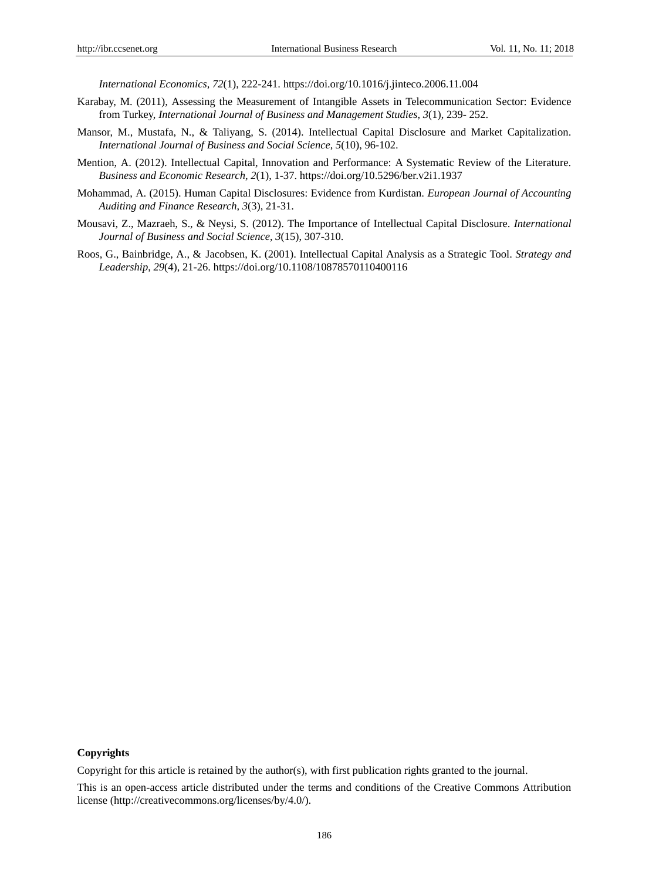*International Economics, 72*(1), 222-241. https://doi.org/10.1016/j.jinteco.2006.11.004

Karabay, M. (2011), Assessing the Measurement of Intangible Assets in Telecommunication Sector: Evidence from Turkey, *International Journal of Business and Management Studies, 3*(1), 239- 252.

Mansor, M., Mustafa, N., & Taliyang, S. (2014). Intellectual Capital Disclosure and Market Capitalization. *International Journal of Business and Social Science, 5*(10), 96-102.

Mention, A. (2012). Intellectual Capital, Innovation and Performance: A Systematic Review of the Literature. *Business and Economic Research, 2*(1), 1-37. https://doi.org/10.5296/ber.v2i1.1937

Mohammad, A. (2015). Human Capital Disclosures: Evidence from Kurdistan. *European Journal of Accounting Auditing and Finance Research, 3*(3), 21-31.

Mousavi, Z., Mazraeh, S., & Neysi, S. (2012). The Importance of Intellectual Capital Disclosure. *International Journal of Business and Social Science, 3*(15), 307-310.

Roos, G., Bainbridge, A., & Jacobsen, K. (2001). Intellectual Capital Analysis as a Strategic Tool. *Strategy and Leadership, 29*(4), 21-26. https://doi.org/10.1108/10878570110400116

**Copyrights**

Copyright for this article is retained by the author(s), with first publication rights granted to the journal.

This is an open-access article distributed under the terms and conditions of the Creative Commons Attribution license (http://creativecommons.org/licenses/by/4.0/).